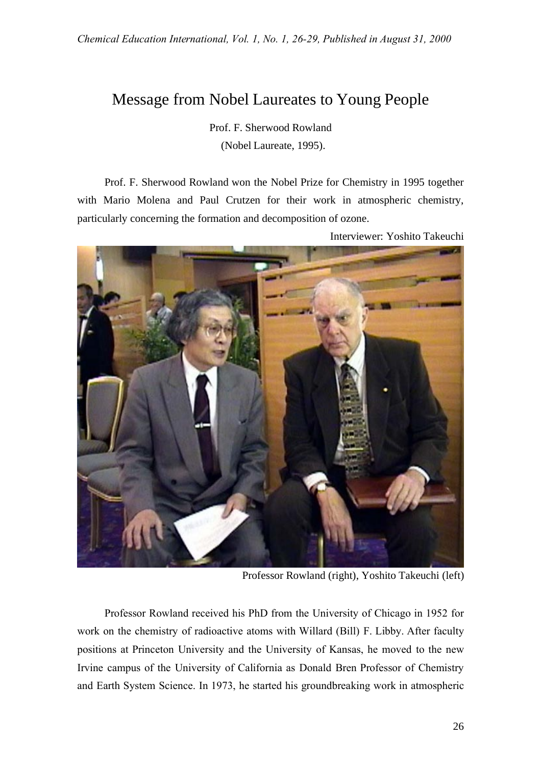# Message from Nobel Laureates to Young People

Prof. F. Sherwood Rowland
(Nobel Laureate, 1995).

Prof. F. Sherwood Rowland won the Nobel Prize for Chemistry in 1995 together with Mario Molena and Paul Crutzen for their work in atmospheric chemistry, particularly concerning the formation and decomposition of ozone.

Interviewer: Yoshito Takeuchi

Professor Rowland (right), Yoshito Takeuchi (left)

Professor Rowland received his PhD from the University of Chicago in 1952 for work on the chemistry of radioactive atoms with Willard (Bill) F. Libby. After faculty positions at Princeton University and the University of Kansas, he moved to the new Irvine campus of the University of California as Donald Bren Professor of Chemistry and Earth System Science. In 1973, he started his groundbreaking work in atmospheric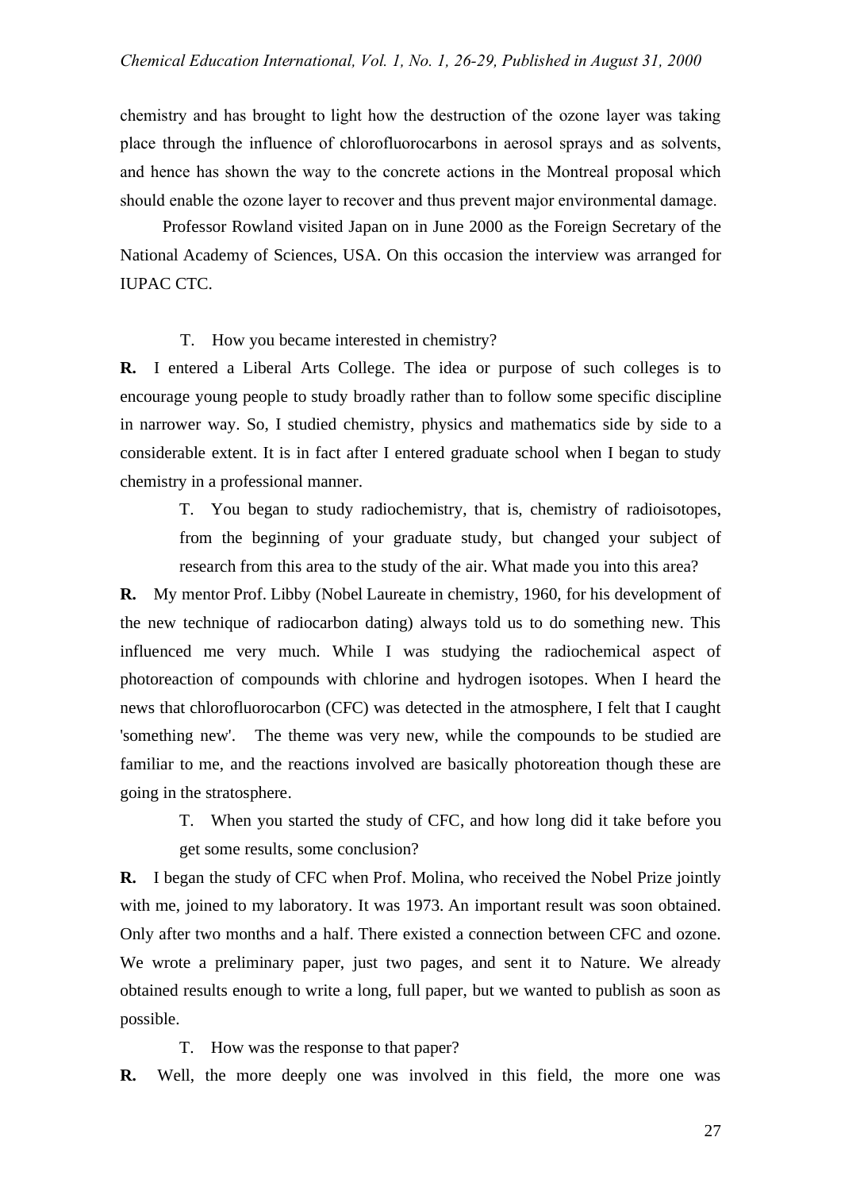chemistry and has brought to light how the destruction of the ozone layer was taking place through the influence of chlorofluorocarbons in aerosol sprays and as solvents, and hence has shown the way to the concrete actions in the Montreal proposal which should enable the ozone layer to recover and thus prevent major environmental damage.

Professor Rowland visited Japan on in June 2000 as the Foreign Secretary of the National Academy of Sciences, USA. On this occasion the interview was arranged for IUPAC CTC.

T. How you became interested in chemistry?

**R.** I entered a Liberal Arts College. The idea or purpose of such colleges is to encourage young people to study broadly rather than to follow some specific discipline in narrower way. So, I studied chemistry, physics and mathematics side by side to a considerable extent. It is in fact after I entered graduate school when I began to study chemistry in a professional manner.

T. You began to study radiochemistry, that is, chemistry of radioisotopes, from the beginning of your graduate study, but changed your subject of research from this area to the study of the air. What made you into this area?

**R.** My mentor Prof. Libby (Nobel Laureate in chemistry, 1960, for his development of the new technique of radiocarbon dating) always told us to do something new. This influenced me very much. While I was studying the radiochemical aspect of photoreaction of compounds with chlorine and hydrogen isotopes. When I heard the news that chlorofluorocarbon (CFC) was detected in the atmosphere, I felt that I caught 'something new'. The theme was very new, while the compounds to be studied are familiar to me, and the reactions involved are basically photoreation though these are going in the stratosphere.

T. When you started the study of CFC, and how long did it take before you get some results, some conclusion?

**R.** I began the study of CFC when Prof. Molina, who received the Nobel Prize jointly with me, joined to my laboratory. It was 1973. An important result was soon obtained. Only after two months and a half. There existed a connection between CFC and ozone. We wrote a preliminary paper, just two pages, and sent it to Nature. We already obtained results enough to write a long, full paper, but we wanted to publish as soon as possible.

T. How was the response to that paper?

**R.** Well, the more deeply one was involved in this field, the more one was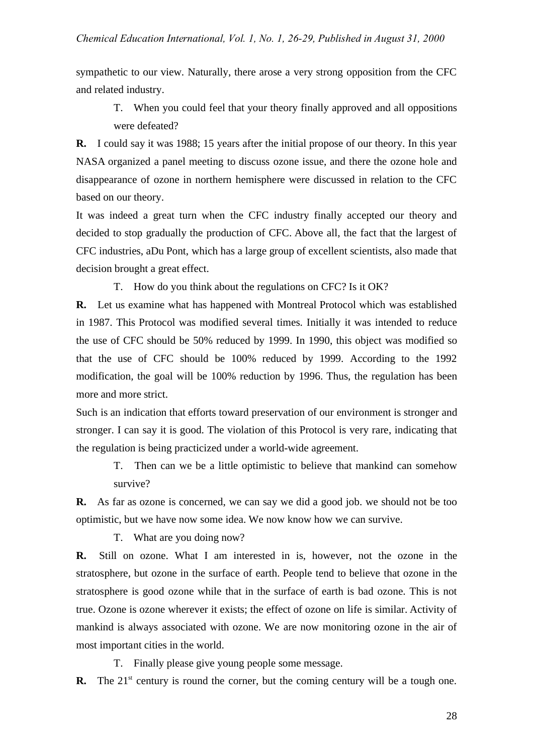sympathetic to our view. Naturally, there arose a very strong opposition from the CFC and related industry.

T. When you could feel that your theory finally approved and all oppositions were defeated?

**R.** I could say it was 1988; 15 years after the initial propose of our theory. In this year NASA organized a panel meeting to discuss ozone issue, and there the ozone hole and disappearance of ozone in northern hemisphere were discussed in relation to the CFC based on our theory.

It was indeed a great turn when the CFC industry finally accepted our theory and decided to stop gradually the production of CFC. Above all, the fact that the largest of CFC industries, aDu Pont, which has a large group of excellent scientists, also made that decision brought a great effect.

T. How do you think about the regulations on CFC? Is it OK?

**R.** Let us examine what has happened with Montreal Protocol which was established in 1987. This Protocol was modified several times. Initially it was intended to reduce the use of CFC should be 50% reduced by 1999. In 1990, this object was modified so that the use of CFC should be 100% reduced by 1999. According to the 1992 modification, the goal will be 100% reduction by 1996. Thus, the regulation has been more and more strict.

Such is an indication that efforts toward preservation of our environment is stronger and stronger. I can say it is good. The violation of this Protocol is very rare, indicating that the regulation is being practicized under a world-wide agreement.

T. Then can we be a little optimistic to believe that mankind can somehow survive?

**R.** As far as ozone is concerned, we can say we did a good job. we should not be too optimistic, but we have now some idea. We now know how we can survive.

T. What are you doing now?

**R.** Still on ozone. What I am interested in is, however, not the ozone in the stratosphere, but ozone in the surface of earth. People tend to believe that ozone in the stratosphere is good ozone while that in the surface of earth is bad ozone. This is not true. Ozone is ozone wherever it exists; the effect of ozone on life is similar. Activity of mankind is always associated with ozone. We are now monitoring ozone in the air of most important cities in the world.

T. Finally please give young people some message.

**R.** The 21st century is round the corner, but the coming century will be a tough one.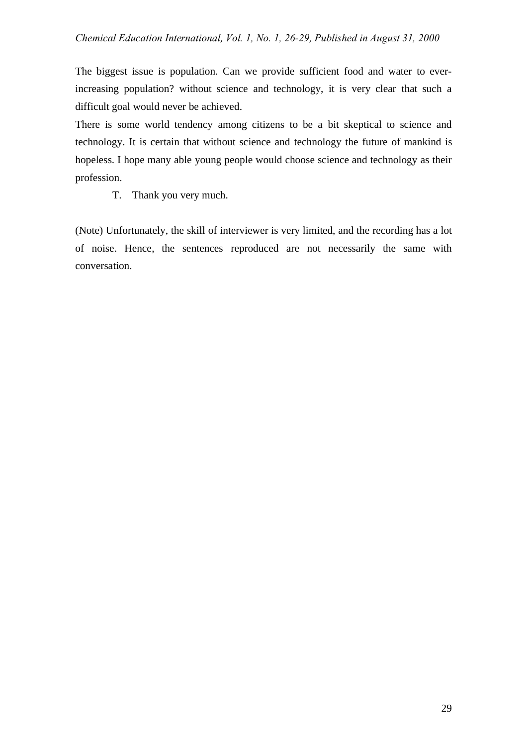The biggest issue is population. Can we provide sufficient food and water to ever-increasing population? without science and technology, it is very clear that such a difficult goal would never be achieved.

There is some world tendency among citizens to be a bit skeptical to science and technology. It is certain that without science and technology the future of mankind is hopeless. I hope many able young people would choose science and technology as their profession.

T. Thank you very much.

(Note) Unfortunately, the skill of interviewer is very limited, and the recording has a lot of noise. Hence, the sentences reproduced are not necessarily the same with conversation.